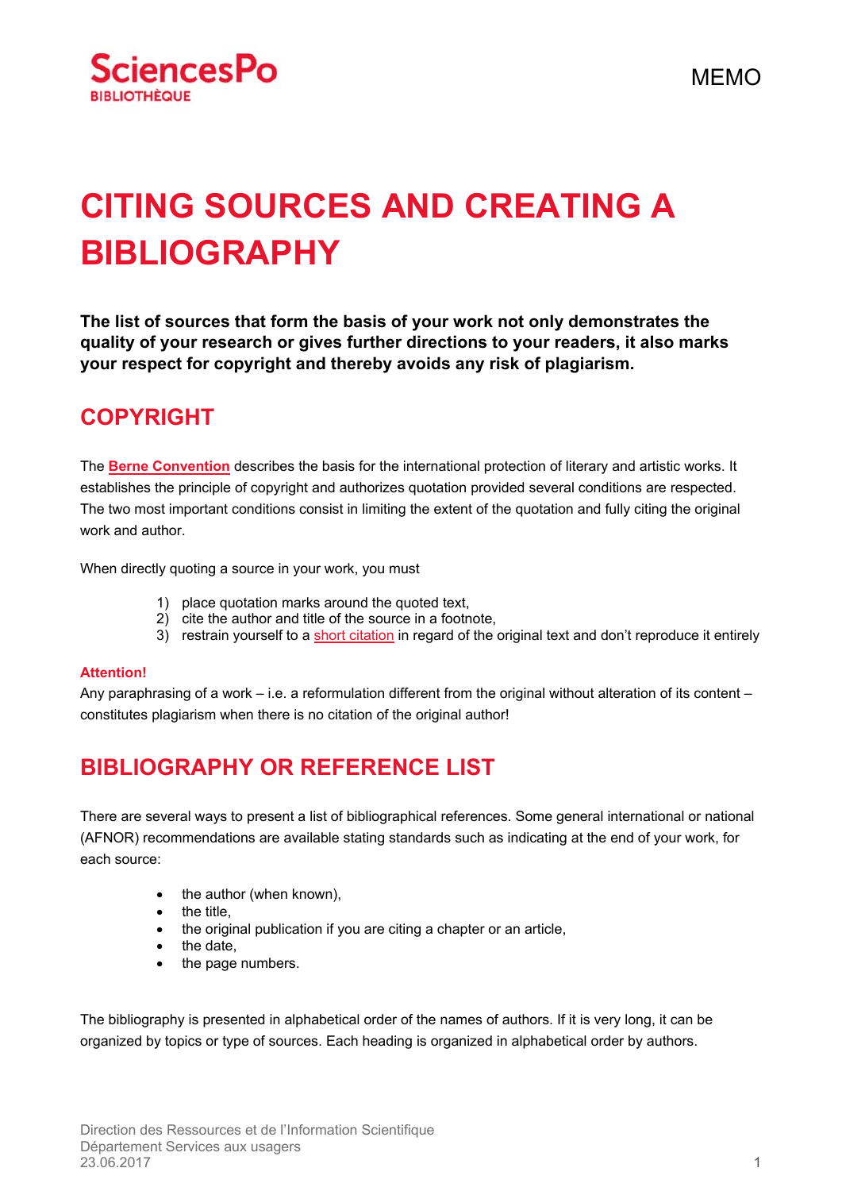SciencesPo BIBLIOTHÈQUE

MEMO

# CITING SOURCES AND CREATING A BIBLIOGRAPHY

**The list of sources that form the basis of your work not only demonstrates the quality of your research or gives further directions to your readers, it also marks your respect for copyright and thereby avoids any risk of plagiarism.**

## COPYRIGHT

The **Berne Convention** describes the basis for the international protection of literary and artistic works. It establishes the principle of copyright and authorizes quotation provided several conditions are respected. The two most important conditions consist in limiting the extent of the quotation and fully citing the original work and author.

When directly quoting a source in your work, you must

1) place quotation marks around the quoted text,
2) cite the author and title of the source in a footnote,
3) restrain yourself to a short citation in regard of the original text and don't reproduce it entirely

**Attention!**
Any paraphrasing of a work – i.e. a reformulation different from the original without alteration of its content – constitutes plagiarism when there is no citation of the original author!

## BIBLIOGRAPHY OR REFERENCE LIST

There are several ways to present a list of bibliographical references. Some general international or national (AFNOR) recommendations are available stating standards such as indicating at the end of your work, for each source:

- the author (when known),
- the title,
- the original publication if you are citing a chapter or an article,
- the date,
- the page numbers.

The bibliography is presented in alphabetical order of the names of authors. If it is very long, it can be organized by topics or type of sources. Each heading is organized in alphabetical order by authors.

Direction des Ressources et de l'Information Scientifique
Département Services aux usagers
23.06.2017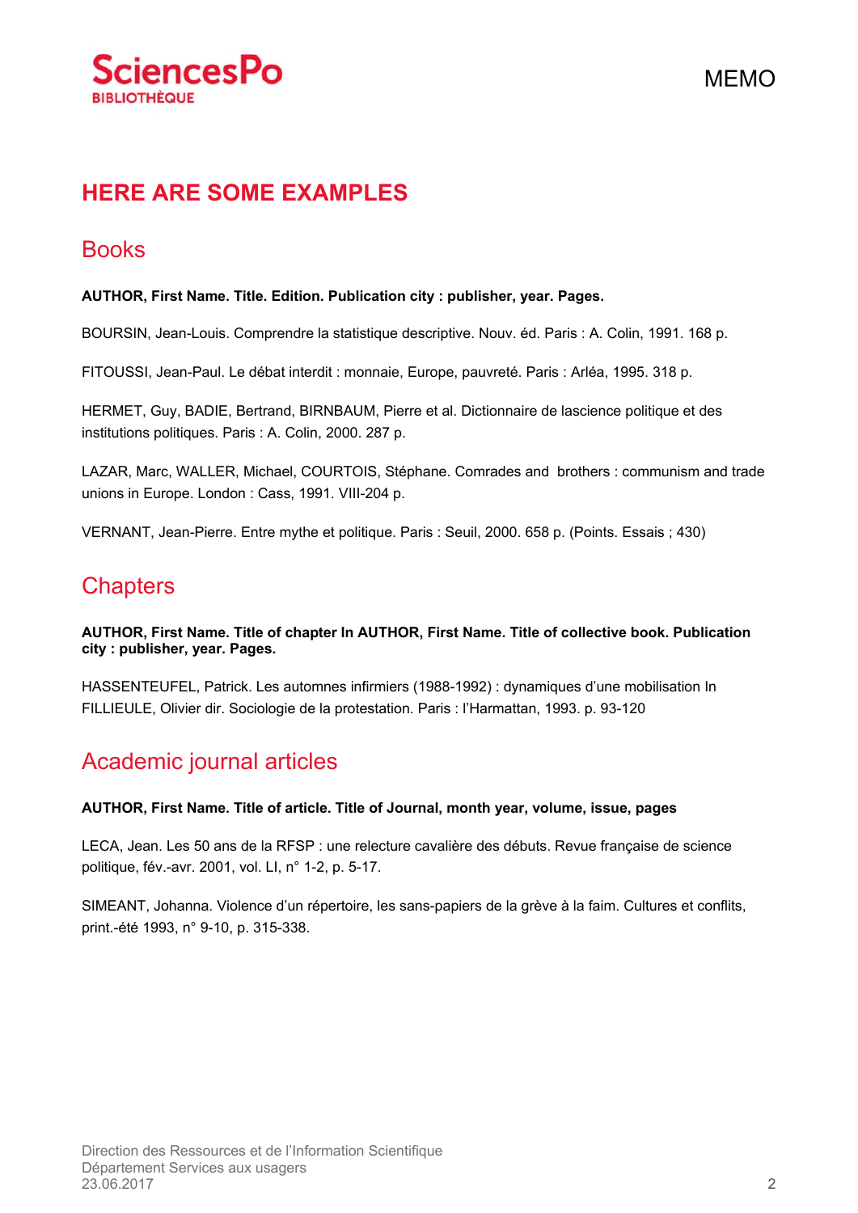# HERE ARE SOME EXAMPLES

## Books

**AUTHOR, First Name. Title. Edition. Publication city : publisher, year. Pages.**

BOURSIN, Jean-Louis. Comprendre la statistique descriptive. Nouv. éd. Paris : A. Colin, 1991. 168 p.

FITOUSSI, Jean-Paul. Le débat interdit : monnaie, Europe, pauvreté. Paris : Arléa, 1995. 318 p.

HERMET, Guy, BADIE, Bertrand, BIRNBAUM, Pierre et al. Dictionnaire de lascience politique et des institutions politiques. Paris : A. Colin, 2000. 287 p.

LAZAR, Marc, WALLER, Michael, COURTOIS, Stéphane. Comrades and brothers : communism and trade unions in Europe. London : Cass, 1991. VIII-204 p.

VERNANT, Jean-Pierre. Entre mythe et politique. Paris : Seuil, 2000. 658 p. (Points. Essais ; 430)

## Chapters

**AUTHOR, First Name. Title of chapter In AUTHOR, First Name. Title of collective book. Publication city : publisher, year. Pages.**

HASSENTEUFEL, Patrick. Les automnes infirmiers (1988-1992) : dynamiques d'une mobilisation In FILLIEULE, Olivier dir. Sociologie de la protestation. Paris : l'Harmattan, 1993. p. 93-120

## Academic journal articles

**AUTHOR, First Name. Title of article. Title of Journal, month year, volume, issue, pages**

LECA, Jean. Les 50 ans de la RFSP : une relecture cavalière des débuts. Revue française de science politique, fév.-avr. 2001, vol. LI, n° 1-2, p. 5-17.

SIMEANT, Johanna. Violence d'un répertoire, les sans-papiers de la grève à la faim. Cultures et conflits, print.-été 1993, n° 9-10, p. 315-338.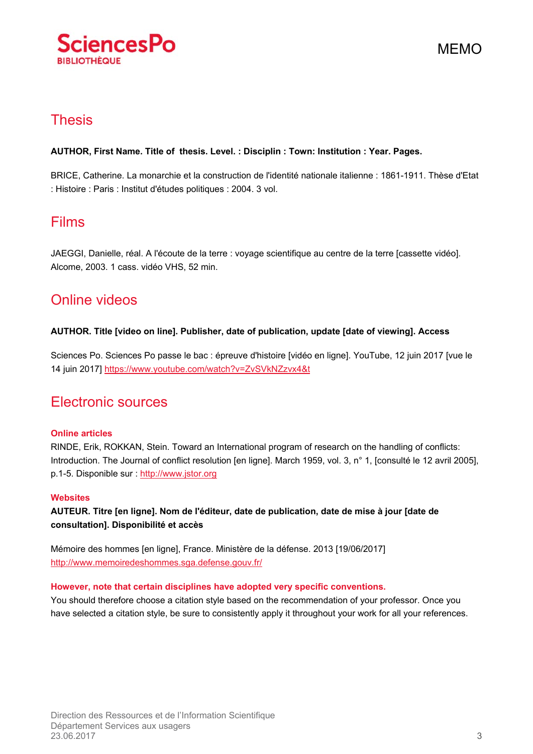## Thesis

**AUTHOR, First Name. Title of thesis. Level. : Disciplin : Town: Institution : Year. Pages.**

BRICE, Catherine. La monarchie et la construction de l'identité nationale italienne : 1861-1911. Thèse d'Etat : Histoire : Paris : Institut d'études politiques : 2004. 3 vol.

## Films

JAEGGI, Danielle, réal. A l'écoute de la terre : voyage scientifique au centre de la terre [cassette vidéo]. Alcome, 2003. 1 cass. vidéo VHS, 52 min.

## Online videos

**AUTHOR. Title [video on line]. Publisher, date of publication, update [date of viewing]. Access**

Sciences Po. Sciences Po passe le bac : épreuve d'histoire [vidéo en ligne]. YouTube, 12 juin 2017 [vue le 14 juin 2017] https://www.youtube.com/watch?v=ZvSVkNZzvx4&t

## Electronic sources

### Online articles

RINDE, Erik, ROKKAN, Stein. Toward an International program of research on the handling of conflicts: Introduction. The Journal of conflict resolution [en ligne]. March 1959, vol. 3, n° 1, [consulté le 12 avril 2005], p.1-5. Disponible sur : http://www.jstor.org

### Websites

**AUTEUR. Titre [en ligne]. Nom de l'éditeur, date de publication, date de mise à jour [date de consultation]. Disponibilité et accès**

Mémoire des hommes [en ligne], France. Ministère de la défense. 2013 [19/06/2017] http://www.memoiredeshommes.sga.defense.gouv.fr/

**However, note that certain disciplines have adopted very specific conventions.**

You should therefore choose a citation style based on the recommendation of your professor. Once you have selected a citation style, be sure to consistently apply it throughout your work for all your references.